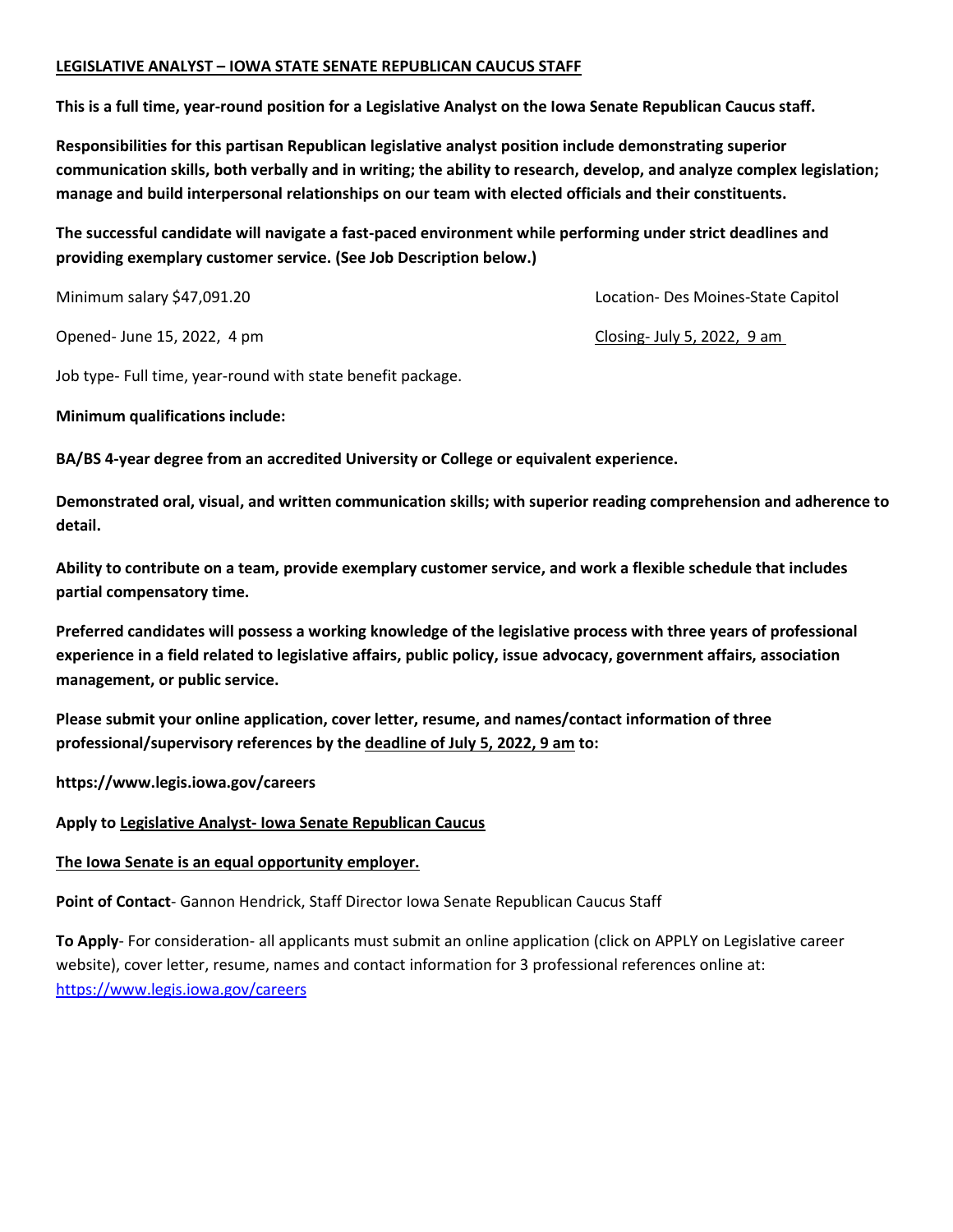## LEGISLATIVE ANALYST – IOWA STATE SENATE REPUBLICAN CAUCUS STAFF

**This is a full time, year-round position for a Legislative Analyst on the Iowa Senate Republican Caucus staff.**

**Responsibilities for this partisan Republican legislative analyst position include demonstrating superior communication skills, both verbally and in writing; the ability to research, develop, and analyze complex legislation; manage and build interpersonal relationships on our team with elected officials and their constituents.**

**The successful candidate will navigate a fast-paced environment while performing under strict deadlines and providing exemplary customer service. (See Job Description below.)**

Minimum salary $47,091.20

Location- Des Moines-State Capitol

Opened- June 15, 2022, 4 pm

Closing- July 5, 2022, 9 am

Job type- Full time, year-round with state benefit package.

**Minimum qualifications include:**

**BA/BS 4-year degree from an accredited University or College or equivalent experience.**

**Demonstrated oral, visual, and written communication skills; with superior reading comprehension and adherence to detail.**

**Ability to contribute on a team, provide exemplary customer service, and work a flexible schedule that includes partial compensatory time.**

**Preferred candidates will possess a working knowledge of the legislative process with three years of professional experience in a field related to legislative affairs, public policy, issue advocacy, government affairs, association management, or public service.**

**Please submit your online application, cover letter, resume, and names/contact information of three professional/supervisory references by the deadline of July 5, 2022, 9 am to:**

**https://www.legis.iowa.gov/careers**

**Apply to Legislative Analyst- Iowa Senate Republican Caucus**

**The Iowa Senate is an equal opportunity employer.**

**Point of Contact**- Gannon Hendrick, Staff Director Iowa Senate Republican Caucus Staff

**To Apply**- For consideration- all applicants must submit an online application (click on APPLY on Legislative career website), cover letter, resume, names and contact information for 3 professional references online at: https://www.legis.iowa.gov/careers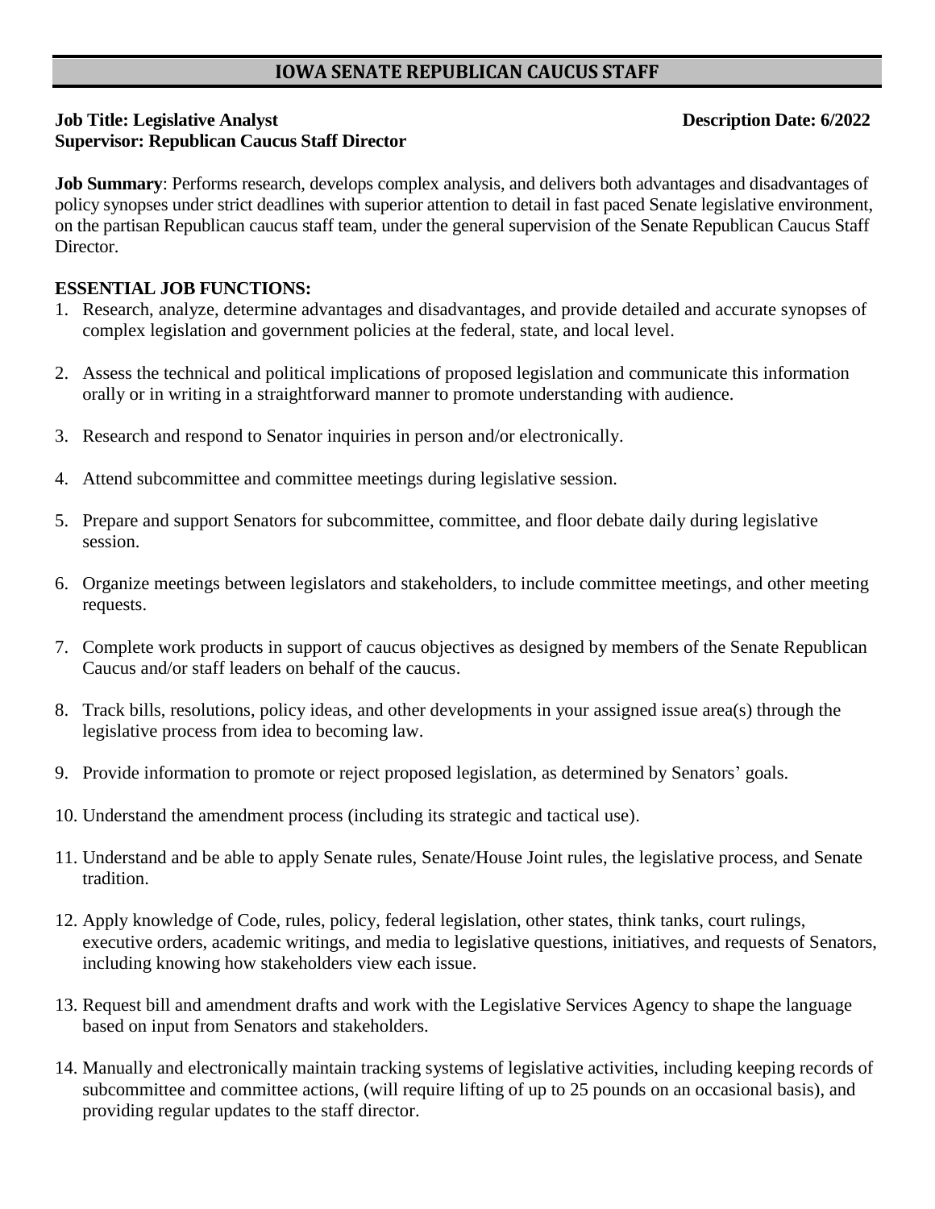## IOWA SENATE REPUBLICAN CAUCUS STAFF

**Job Title: Legislative Analyst** **Description Date: 6/2022**
**Supervisor: Republican Caucus Staff Director**

**Job Summary**: Performs research, develops complex analysis, and delivers both advantages and disadvantages of policy synopses under strict deadlines with superior attention to detail in fast paced Senate legislative environment, on the partisan Republican caucus staff team, under the general supervision of the Senate Republican Caucus Staff Director.

**ESSENTIAL JOB FUNCTIONS:**

1. Research, analyze, determine advantages and disadvantages, and provide detailed and accurate synopses of complex legislation and government policies at the federal, state, and local level.

2. Assess the technical and political implications of proposed legislation and communicate this information orally or in writing in a straightforward manner to promote understanding with audience.

3. Research and respond to Senator inquiries in person and/or electronically.

4. Attend subcommittee and committee meetings during legislative session.

5. Prepare and support Senators for subcommittee, committee, and floor debate daily during legislative session.

6. Organize meetings between legislators and stakeholders, to include committee meetings, and other meeting requests.

7. Complete work products in support of caucus objectives as designed by members of the Senate Republican Caucus and/or staff leaders on behalf of the caucus.

8. Track bills, resolutions, policy ideas, and other developments in your assigned issue area(s) through the legislative process from idea to becoming law.

9. Provide information to promote or reject proposed legislation, as determined by Senators' goals.

10. Understand the amendment process (including its strategic and tactical use).

11. Understand and be able to apply Senate rules, Senate/House Joint rules, the legislative process, and Senate tradition.

12. Apply knowledge of Code, rules, policy, federal legislation, other states, think tanks, court rulings, executive orders, academic writings, and media to legislative questions, initiatives, and requests of Senators, including knowing how stakeholders view each issue.

13. Request bill and amendment drafts and work with the Legislative Services Agency to shape the language based on input from Senators and stakeholders.

14. Manually and electronically maintain tracking systems of legislative activities, including keeping records of subcommittee and committee actions, (will require lifting of up to 25 pounds on an occasional basis), and providing regular updates to the staff director.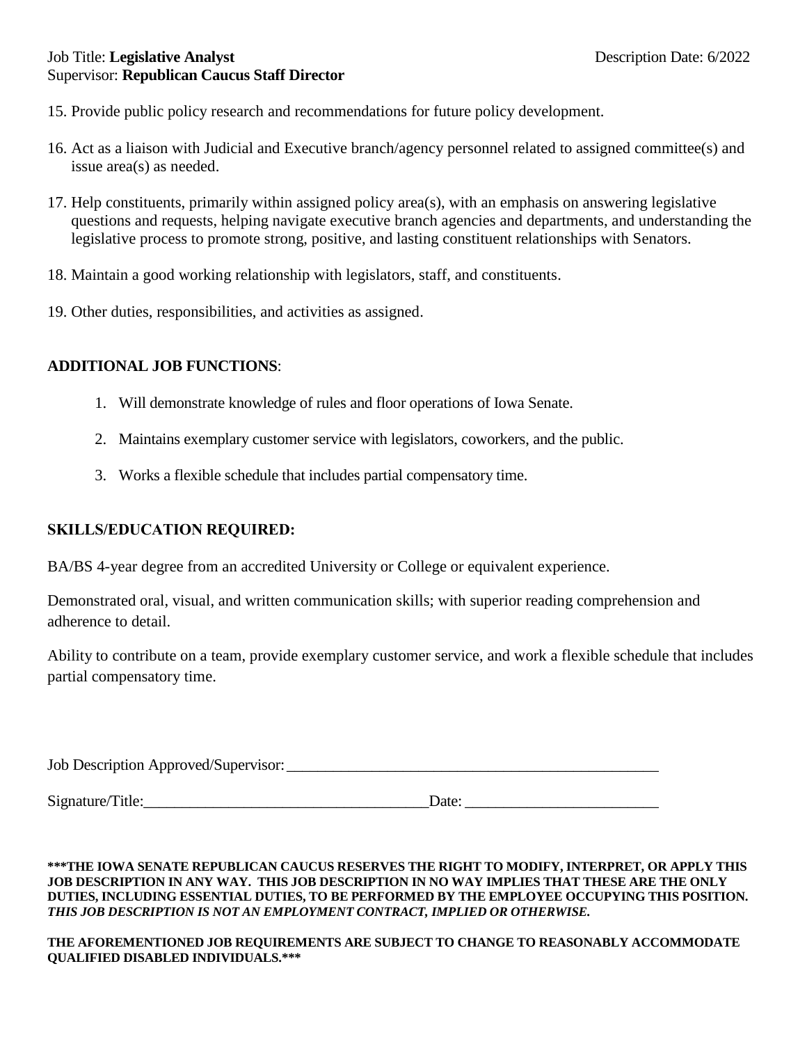Job Title: **Legislative Analyst** Description Date: 6/2022
Supervisor: **Republican Caucus Staff Director**

15. Provide public policy research and recommendations for future policy development.

16. Act as a liaison with Judicial and Executive branch/agency personnel related to assigned committee(s) and issue area(s) as needed.

17. Help constituents, primarily within assigned policy area(s), with an emphasis on answering legislative questions and requests, helping navigate executive branch agencies and departments, and understanding the legislative process to promote strong, positive, and lasting constituent relationships with Senators.

18. Maintain a good working relationship with legislators, staff, and constituents.

19. Other duties, responsibilities, and activities as assigned.

**ADDITIONAL JOB FUNCTIONS**:

1. Will demonstrate knowledge of rules and floor operations of Iowa Senate.
2. Maintains exemplary customer service with legislators, coworkers, and the public.
3. Works a flexible schedule that includes partial compensatory time.

**SKILLS/EDUCATION REQUIRED:**

BA/BS 4-year degree from an accredited University or College or equivalent experience.

Demonstrated oral, visual, and written communication skills; with superior reading comprehension and adherence to detail.

Ability to contribute on a team, provide exemplary customer service, and work a flexible schedule that includes partial compensatory time.

Job Description Approved/Supervisor: ________________________________________________

Signature/Title:____________________________________Date: ________________________

**\*\*\*THE IOWA SENATE REPUBLICAN CAUCUS RESERVES THE RIGHT TO MODIFY, INTERPRET, OR APPLY THIS JOB DESCRIPTION IN ANY WAY. THIS JOB DESCRIPTION IN NO WAY IMPLIES THAT THESE ARE THE ONLY DUTIES, INCLUDING ESSENTIAL DUTIES, TO BE PERFORMED BY THE EMPLOYEE OCCUPYING THIS POSITION.** ***THIS JOB DESCRIPTION IS NOT AN EMPLOYMENT CONTRACT, IMPLIED OR OTHERWISE.***

**THE AFOREMENTIONED JOB REQUIREMENTS ARE SUBJECT TO CHANGE TO REASONABLY ACCOMMODATE QUALIFIED DISABLED INDIVIDUALS.\*\*\***